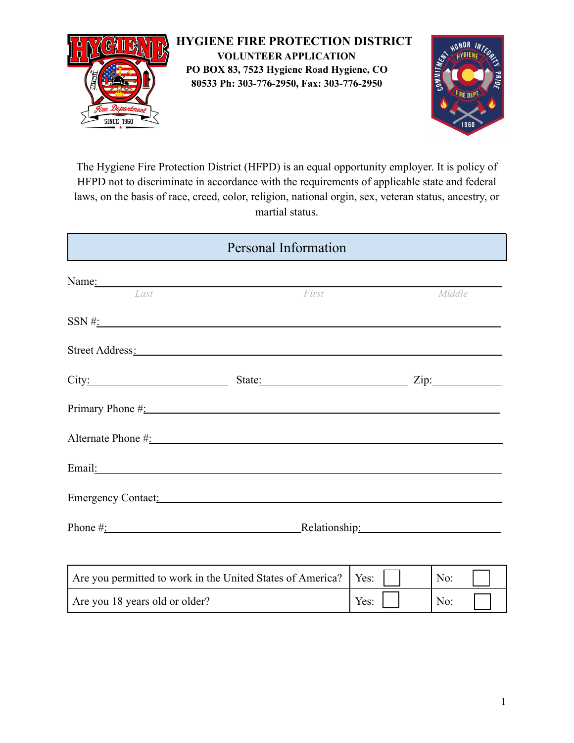# HYGIENE FIRE PROTECTION DISTRICT

**VOLUNTEER APPLICATION**

**PO BOX 83, 7523 Hygiene Road Hygiene, CO 80533 Ph: 303-776-2950, Fax: 303-776-2950**

The Hygiene Fire Protection District (HFPD) is an equal opportunity employer. It is policy of HFPD not to discriminate in accordance with the requirements of applicable state and federal laws, on the basis of race, creed, color, religion, national orgin, sex, veteran status, ancestry, or martial status.

## Personal Information

Name: ______________________________________________
*Last* *First* *Middle*

SSN #: ______________________________________________

Street Address: ______________________________________________

City: ____________________ State: ____________________ Zip: __________

Primary Phone #: ______________________________________________

Alternate Phone #: ______________________________________________

Email: ______________________________________________

Emergency Contact: ______________________________________________

Phone #: ____________________ Relationship: ____________________

| | | |
|---|---|---|
| Are you permitted to work in the United States of America? | Yes: ☐ | No: ☐ |
| Are you 18 years old or older? | Yes: ☐ | No: ☐ |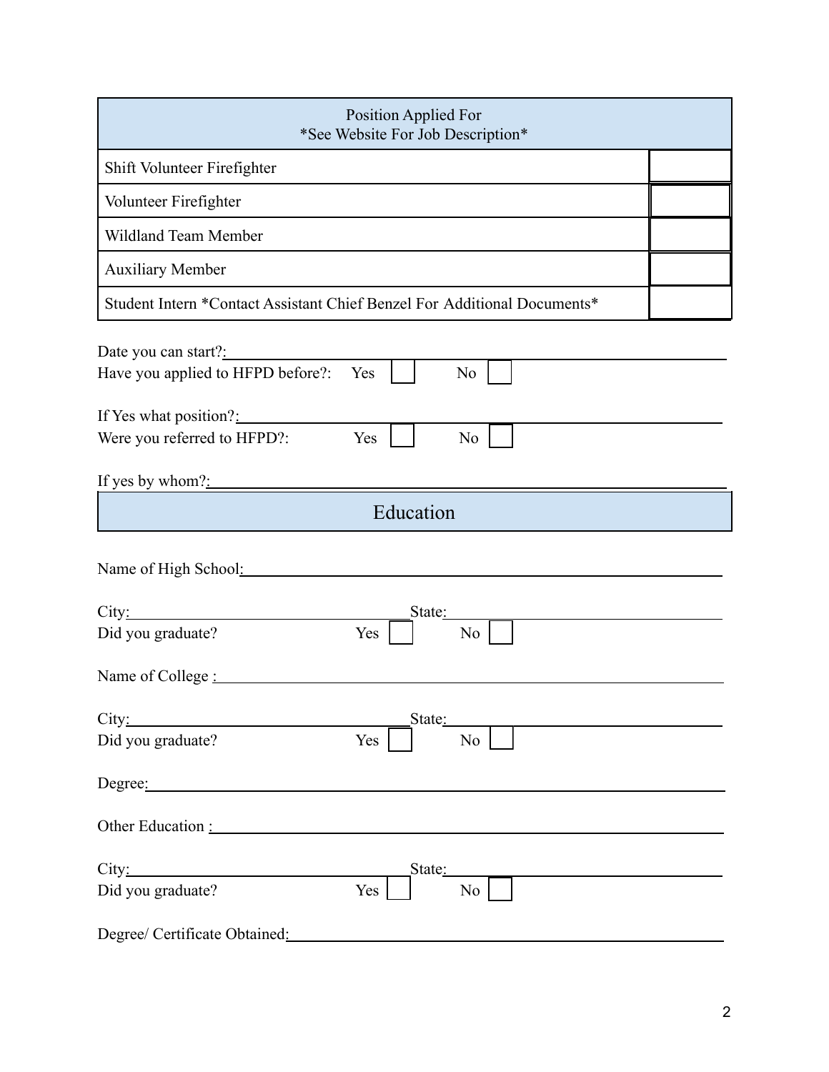| Position Applied For<br>*See Website For Job Description* | |
|---|---|
| Shift Volunteer Firefighter | |
| Volunteer Firefighter | |
| Wildland Team Member | |
| Auxiliary Member | |
| Student Intern *Contact Assistant Chief Benzel For Additional Documents* | |

Date you can start?: ______________________________

Have you applied to HFPD before?: Yes ☐ No ☐

If Yes what position?: ______________________________

Were you referred to HFPD?: Yes ☐ No ☐

If yes by whom?: ______________________________

## Education

Name of High School: ______________________________

City: ______________________ State: ______________________

Did you graduate? Yes ☐ No ☐

Name of College : ______________________________

City: ______________________ State: ______________________

Did you graduate? Yes ☐ No ☐

Degree: ______________________________

Other Education : ______________________________

City: ______________________ State: ______________________

Did you graduate? Yes ☐ No ☐

Degree/ Certificate Obtained: ______________________________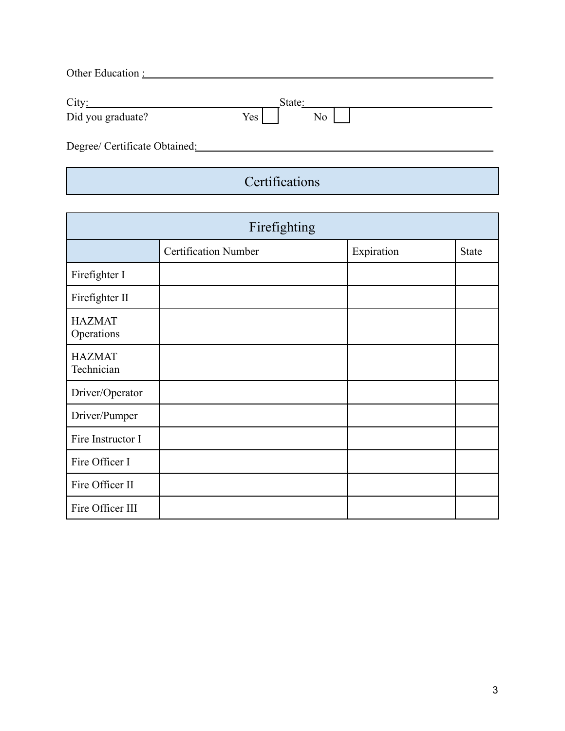Other Education : ______________________________________________

City: ______________________________ State: ______________________________

Did you graduate? Yes ☐ No ☐

Degree/ Certificate Obtained: ______________________________________________

## Certifications

| Firefighting | | | |
|---|---|---|---|
| | Certification Number | Expiration | State |
| Firefighter I | | | |
| Firefighter II | | | |
| HAZMAT Operations | | | |
| HAZMAT Technician | | | |
| Driver/Operator | | | |
| Driver/Pumper | | | |
| Fire Instructor I | | | |
| Fire Officer I | | | |
| Fire Officer II | | | |
| Fire Officer III | | | |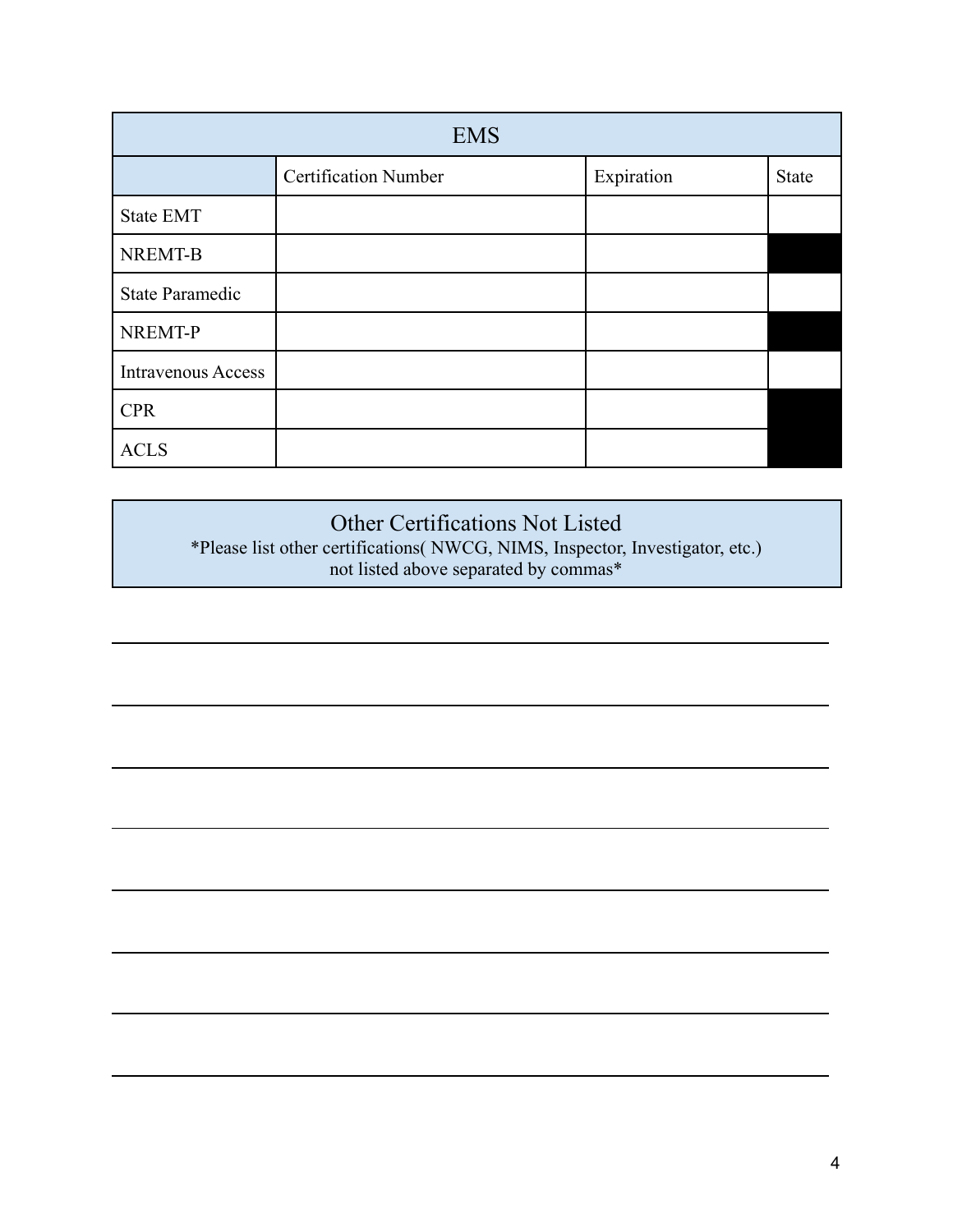| EMS | | | |
|---|---|---|---|
| | Certification Number | Expiration | State |
| State EMT | | | |
| NREMT-B | | | |
| State Paramedic | | | |
| NREMT-P | | | |
| Intravenous Access | | | |
| CPR | | | |
| ACLS | | | |

## Other Certifications Not Listed

*Please list other certifications( NWCG, NIMS, Inspector, Investigator, etc.) not listed above separated by commas*

________________________________________

________________________________________

________________________________________

________________________________________

________________________________________

________________________________________

________________________________________

________________________________________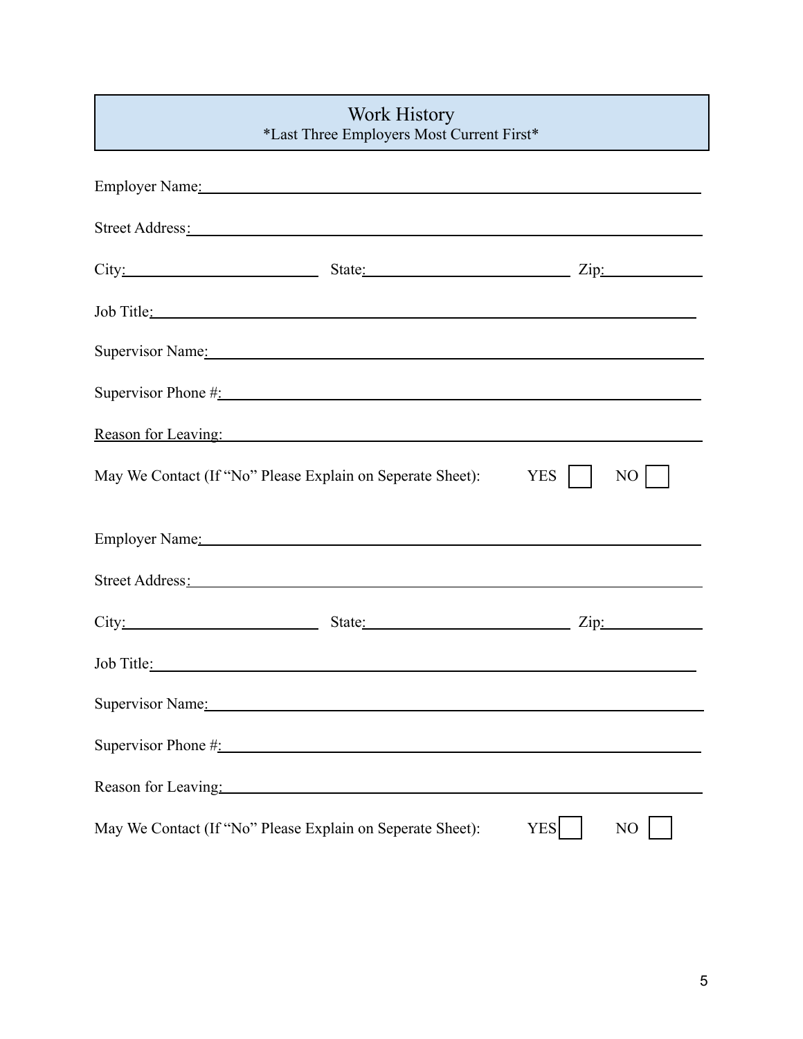# Work History

*Last Three Employers Most Current First*

Employer Name: \_\_\_\_\_\_\_\_\_\_\_\_\_\_\_\_\_\_\_\_\_\_\_\_\_\_\_\_\_\_\_\_\_\_\_\_\_\_\_\_

Street Address: \_\_\_\_\_\_\_\_\_\_\_\_\_\_\_\_\_\_\_\_\_\_\_\_\_\_\_\_\_\_\_\_\_\_\_\_\_\_\_\_

City: \_\_\_\_\_\_\_\_\_\_\_\_\_\_\_\_ State: \_\_\_\_\_\_\_\_\_\_\_\_\_\_\_\_ Zip: \_\_\_\_\_\_\_\_

Job Title: \_\_\_\_\_\_\_\_\_\_\_\_\_\_\_\_\_\_\_\_\_\_\_\_\_\_\_\_\_\_\_\_\_\_\_\_\_\_\_\_

Supervisor Name: \_\_\_\_\_\_\_\_\_\_\_\_\_\_\_\_\_\_\_\_\_\_\_\_\_\_\_\_\_\_\_\_\_\_\_\_\_\_\_\_

Supervisor Phone #: \_\_\_\_\_\_\_\_\_\_\_\_\_\_\_\_\_\_\_\_\_\_\_\_\_\_\_\_\_\_\_\_\_\_\_\_\_\_\_\_

Reason for Leaving: \_\_\_\_\_\_\_\_\_\_\_\_\_\_\_\_\_\_\_\_\_\_\_\_\_\_\_\_\_\_\_\_\_\_\_\_\_\_\_\_

May We Contact (If "No" Please Explain on Seperate Sheet): YES ☐ NO ☐

Employer Name: \_\_\_\_\_\_\_\_\_\_\_\_\_\_\_\_\_\_\_\_\_\_\_\_\_\_\_\_\_\_\_\_\_\_\_\_\_\_\_\_

Street Address: \_\_\_\_\_\_\_\_\_\_\_\_\_\_\_\_\_\_\_\_\_\_\_\_\_\_\_\_\_\_\_\_\_\_\_\_\_\_\_\_

City: \_\_\_\_\_\_\_\_\_\_\_\_\_\_\_\_ State: \_\_\_\_\_\_\_\_\_\_\_\_\_\_\_\_ Zip: \_\_\_\_\_\_\_\_

Job Title: \_\_\_\_\_\_\_\_\_\_\_\_\_\_\_\_\_\_\_\_\_\_\_\_\_\_\_\_\_\_\_\_\_\_\_\_\_\_\_\_

Supervisor Name: \_\_\_\_\_\_\_\_\_\_\_\_\_\_\_\_\_\_\_\_\_\_\_\_\_\_\_\_\_\_\_\_\_\_\_\_\_\_\_\_

Supervisor Phone #: \_\_\_\_\_\_\_\_\_\_\_\_\_\_\_\_\_\_\_\_\_\_\_\_\_\_\_\_\_\_\_\_\_\_\_\_\_\_\_\_

Reason for Leaving: \_\_\_\_\_\_\_\_\_\_\_\_\_\_\_\_\_\_\_\_\_\_\_\_\_\_\_\_\_\_\_\_\_\_\_\_\_\_\_\_

May We Contact (If "No" Please Explain on Seperate Sheet): YES ☐ NO ☐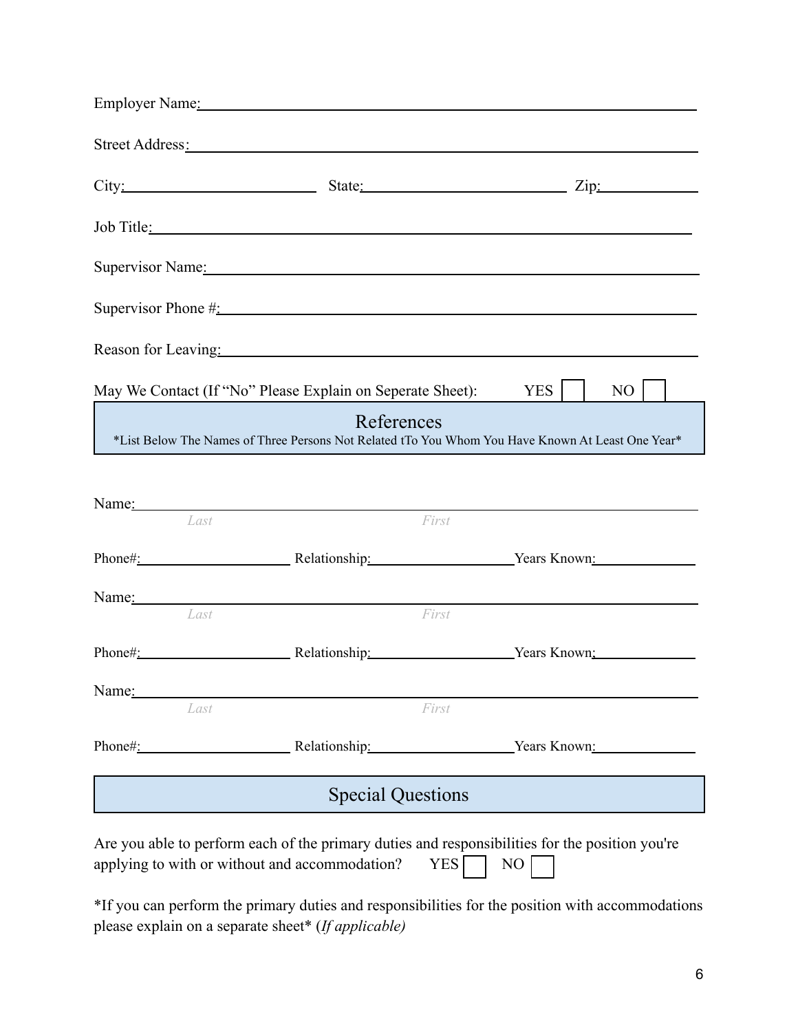Employer Name: \_\_\_\_\_\_\_\_\_\_\_\_\_\_\_\_\_\_\_\_\_\_\_\_\_\_\_\_\_\_\_\_\_\_\_\_\_\_\_\_

Street Address: \_\_\_\_\_\_\_\_\_\_\_\_\_\_\_\_\_\_\_\_\_\_\_\_\_\_\_\_\_\_\_\_\_\_\_\_\_\_\_\_

City: \_\_\_\_\_\_\_\_\_\_\_\_\_\_\_\_ State: \_\_\_\_\_\_\_\_\_\_\_\_\_\_\_\_ Zip: \_\_\_\_\_\_\_\_

Job Title: \_\_\_\_\_\_\_\_\_\_\_\_\_\_\_\_\_\_\_\_\_\_\_\_\_\_\_\_\_\_\_\_\_\_\_\_\_\_\_\_

Supervisor Name: \_\_\_\_\_\_\_\_\_\_\_\_\_\_\_\_\_\_\_\_\_\_\_\_\_\_\_\_\_\_\_\_\_\_\_\_\_\_\_\_

Supervisor Phone #: \_\_\_\_\_\_\_\_\_\_\_\_\_\_\_\_\_\_\_\_\_\_\_\_\_\_\_\_\_\_\_\_\_\_\_\_\_\_\_\_

Reason for Leaving: \_\_\_\_\_\_\_\_\_\_\_\_\_\_\_\_\_\_\_\_\_\_\_\_\_\_\_\_\_\_\_\_\_\_\_\_\_\_\_\_

May We Contact (If "No" Please Explain on Seperate Sheet): YES ☐ NO ☐

## References

*List Below The Names of Three Persons Not Related tTo You Whom You Have Known At Least One Year*

Name: \_\_\_\_\_\_\_\_\_\_\_\_\_\_\_\_\_\_\_\_\_\_\_\_\_\_\_\_\_\_\_\_\_\_\_\_\_\_\_\_
*Last* *First*

Phone#: \_\_\_\_\_\_\_\_\_\_\_\_ Relationship: \_\_\_\_\_\_\_\_\_\_\_\_ Years Known: \_\_\_\_\_\_\_\_

Name: \_\_\_\_\_\_\_\_\_\_\_\_\_\_\_\_\_\_\_\_\_\_\_\_\_\_\_\_\_\_\_\_\_\_\_\_\_\_\_\_
*Last* *First*

Phone#: \_\_\_\_\_\_\_\_\_\_\_\_ Relationship: \_\_\_\_\_\_\_\_\_\_\_\_ Years Known: \_\_\_\_\_\_\_\_

Name: \_\_\_\_\_\_\_\_\_\_\_\_\_\_\_\_\_\_\_\_\_\_\_\_\_\_\_\_\_\_\_\_\_\_\_\_\_\_\_\_
*Last* *First*

Phone#: \_\_\_\_\_\_\_\_\_\_\_\_ Relationship: \_\_\_\_\_\_\_\_\_\_\_\_ Years Known: \_\_\_\_\_\_\_\_

## Special Questions

Are you able to perform each of the primary duties and responsibilities for the position you're applying to with or without and accommodation? YES ☐ NO ☐

*If you can perform the primary duties and responsibilities for the position with accommodations please explain on a separate sheet* (*If applicable)*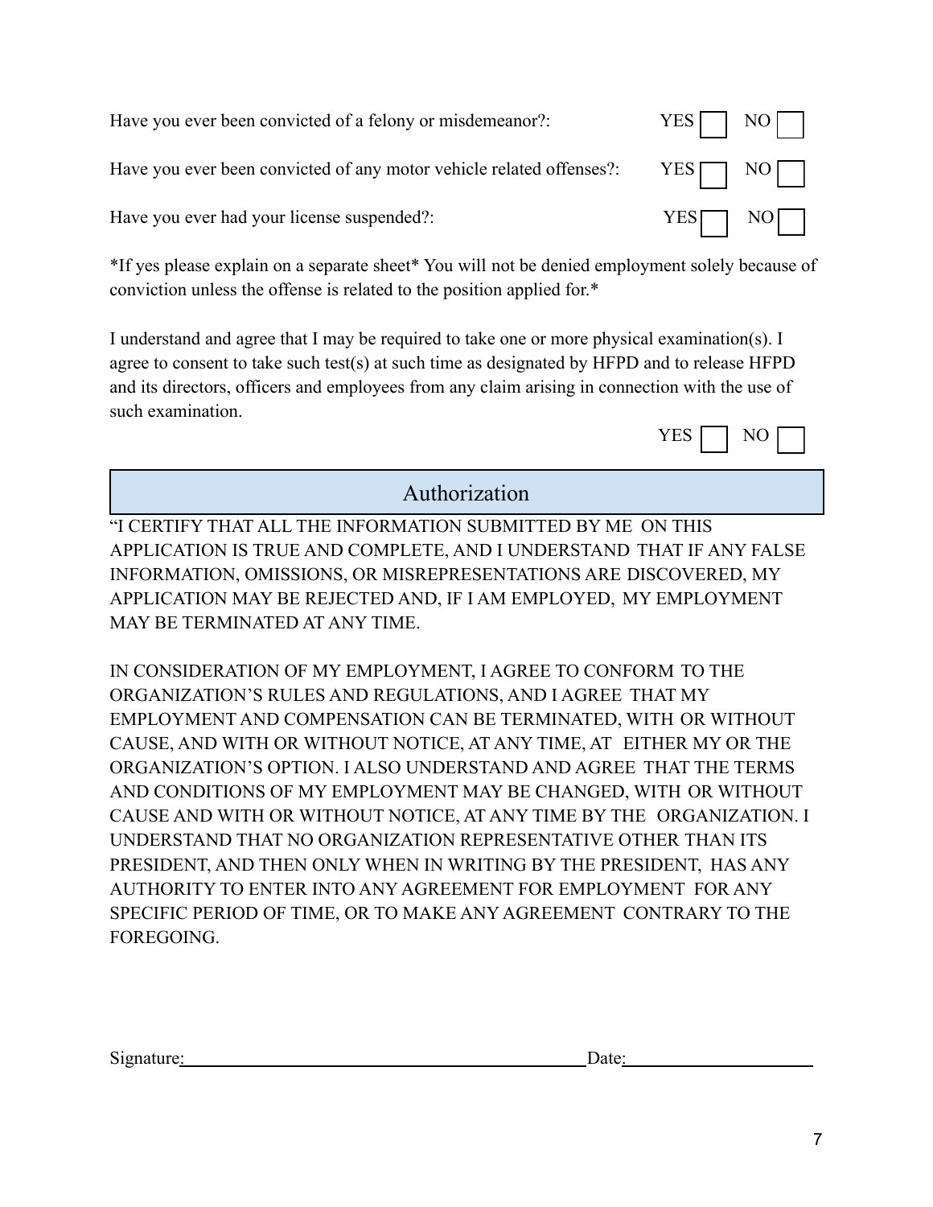Have you ever been convicted of a felony or misdemeanor?: YES ☐ NO ☐

Have you ever been convicted of any motor vehicle related offenses?: YES ☐ NO ☐

Have you ever had your license suspended?: YES ☐ NO ☐

*If yes please explain on a separate sheet* You will not be denied employment solely because of conviction unless the offense is related to the position applied for.*

I understand and agree that I may be required to take one or more physical examination(s). I agree to consent to take such test(s) at such time as designated by HFPD and to release HFPD and its directors, officers and employees from any claim arising in connection with the use of such examination.

YES ☐ NO ☐

## Authorization

"I CERTIFY THAT ALL THE INFORMATION SUBMITTED BY ME ON THIS APPLICATION IS TRUE AND COMPLETE, AND I UNDERSTAND THAT IF ANY FALSE INFORMATION, OMISSIONS, OR MISREPRESENTATIONS ARE DISCOVERED, MY APPLICATION MAY BE REJECTED AND, IF I AM EMPLOYED, MY EMPLOYMENT MAY BE TERMINATED AT ANY TIME.

IN CONSIDERATION OF MY EMPLOYMENT, I AGREE TO CONFORM TO THE ORGANIZATION'S RULES AND REGULATIONS, AND I AGREE THAT MY EMPLOYMENT AND COMPENSATION CAN BE TERMINATED, WITH OR WITHOUT CAUSE, AND WITH OR WITHOUT NOTICE, AT ANY TIME, AT EITHER MY OR THE ORGANIZATION'S OPTION. I ALSO UNDERSTAND AND AGREE THAT THE TERMS AND CONDITIONS OF MY EMPLOYMENT MAY BE CHANGED, WITH OR WITHOUT CAUSE AND WITH OR WITHOUT NOTICE, AT ANY TIME BY THE ORGANIZATION. I UNDERSTAND THAT NO ORGANIZATION REPRESENTATIVE OTHER THAN ITS PRESIDENT, AND THEN ONLY WHEN IN WRITING BY THE PRESIDENT, HAS ANY AUTHORITY TO ENTER INTO ANY AGREEMENT FOR EMPLOYMENT FOR ANY SPECIFIC PERIOD OF TIME, OR TO MAKE ANY AGREEMENT CONTRARY TO THE FOREGOING.

Signature:\_\_\_\_\_\_\_\_\_\_\_\_\_\_\_\_\_\_\_\_\_\_\_\_\_\_\_\_\_\_\_\_\_\_\_\_\_\_\_\_ Date:\_\_\_\_\_\_\_\_\_\_\_\_\_\_\_\_\_\_\_\_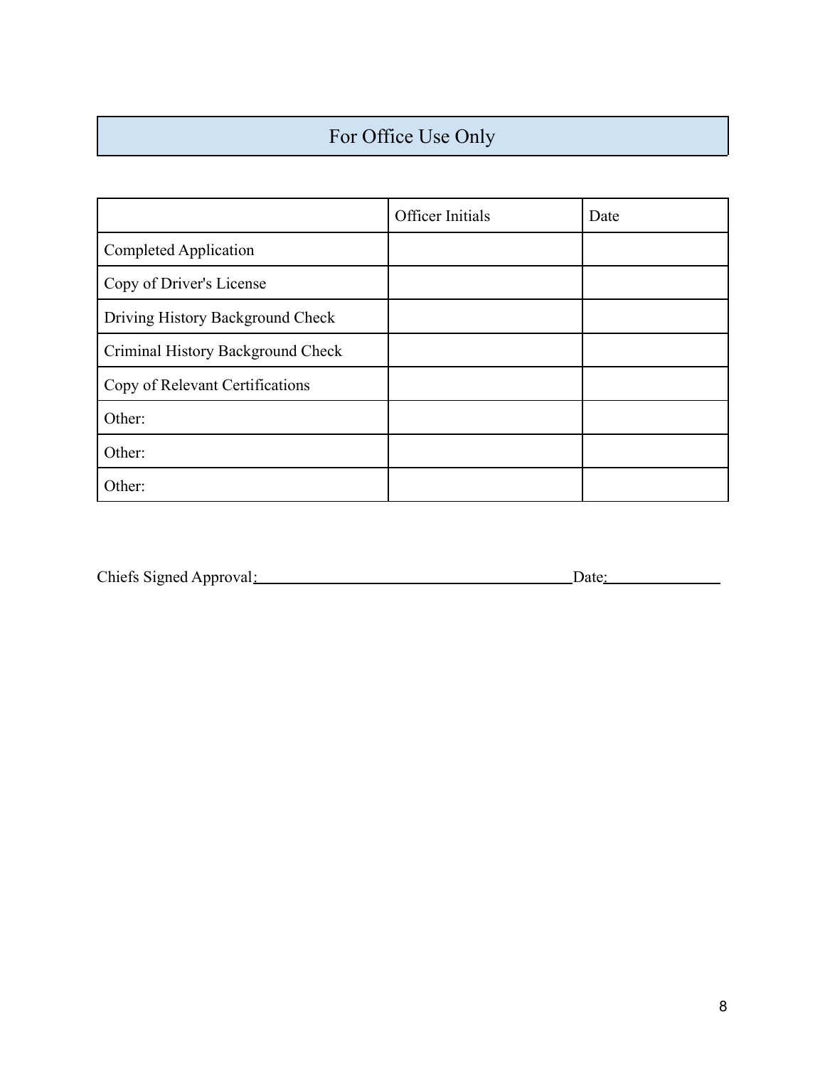## For Office Use Only

| | Officer Initials | Date |
|---|---|---|
| Completed Application | | |
| Copy of Driver's License | | |
| Driving History Background Check | | |
| Criminal History Background Check | | |
| Copy of Relevant Certifications | | |
| Other: | | |
| Other: | | |
| Other: | | |

Chiefs Signed Approval: ________________________________________ Date: ______________